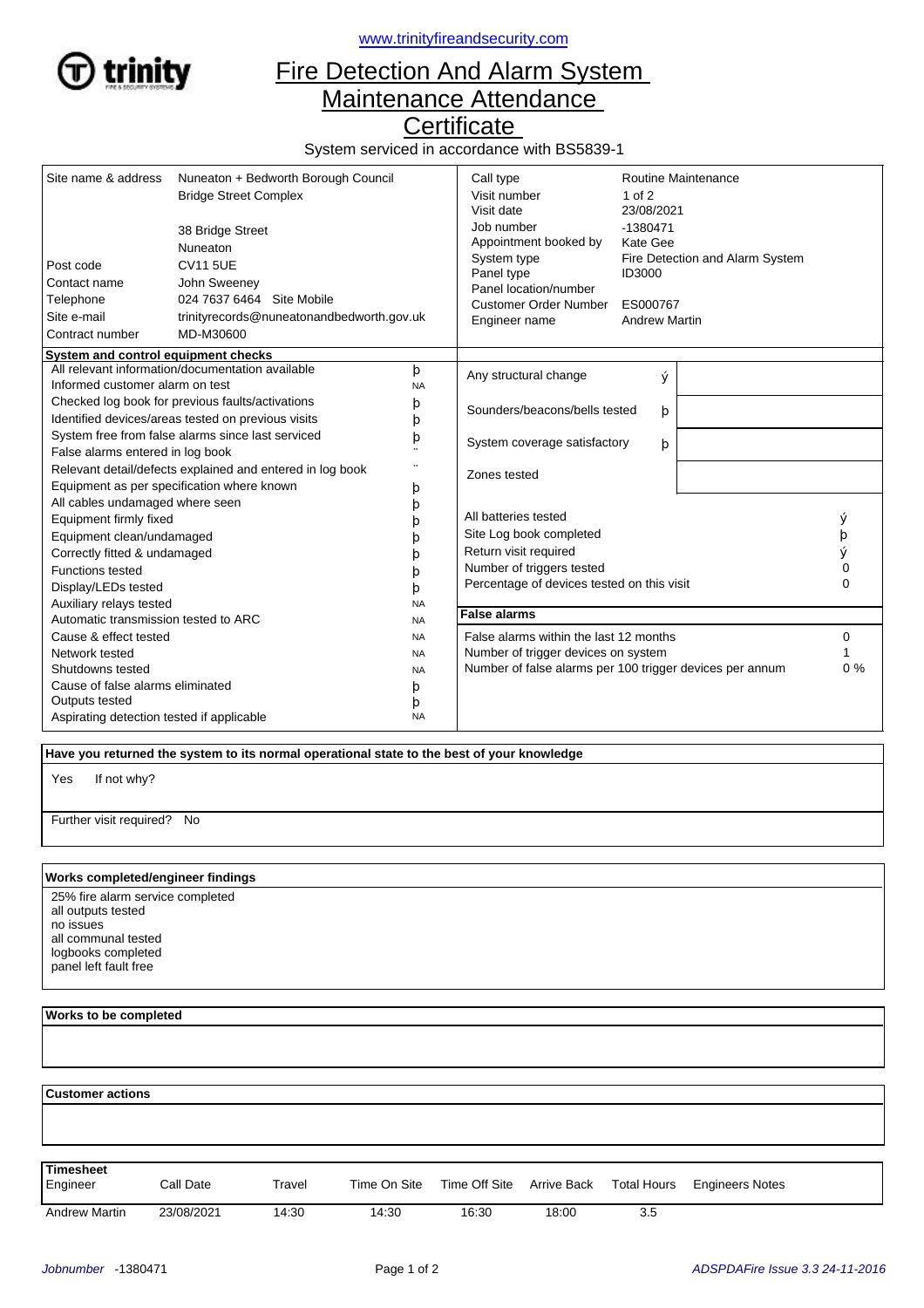www.trinityfireandsecurity.com

# Fire Detection And Alarm System Maintenance Attendance Certificate

System serviced in accordance with BS5839-1

| | |
|---|---|
| Site name & address | Nuneaton + Bedworth Borough Council |
| | Bridge Street Complex |
| | 38 Bridge Street |
| | Nuneaton |
| Post code | CV11 5UE |
| Contact name | John Sweeney |
| Telephone | 024 7637 6464 Site Mobile |
| Site e-mail | trinityrecords@nuneatonandbedworth.gov.uk |
| Contract number | MD-M30600 |

| | |
|---|---|
| Call type | Routine Maintenance |
| Visit number | 1 of 2 |
| Visit date | 23/08/2021 |
| Job number | -1380471 |
| Appointment booked by | Kate Gee |
| System type | Fire Detection and Alarm System |
| Panel type | ID3000 |
| Panel location/number | |
| Customer Order Number | ES000767 |
| Engineer name | Andrew Martin |

## System and control equipment checks

| Check | |
|---|---|
| All relevant information/documentation available | þ |
| Informed customer alarm on test | NA |
| Checked log book for previous faults/activations | þ |
| Identified devices/areas tested on previous visits | þ |
| System free from false alarms since last serviced | þ |
| False alarms entered in log book | ¨ |
| Relevant detail/defects explained and entered in log book | ¨ |
| Equipment as per specification where known | þ |
| All cables undamaged where seen | þ |
| Equipment firmly fixed | þ |
| Equipment clean/undamaged | þ |
| Correctly fitted & undamaged | þ |
| Functions tested | þ |
| Display/LEDs tested | þ |
| Auxiliary relays tested | NA |
| Automatic transmission tested to ARC | NA |
| Cause & effect tested | NA |
| Network tested | NA |
| Shutdowns tested | NA |
| Cause of false alarms eliminated | þ |
| Outputs tested | þ |
| Aspirating detection tested if applicable | NA |

| Check | | |
|---|---|---|
| Any structural change | ý | |
| Sounders/beacons/bells tested | þ | |
| System coverage satisfactory | þ | |
| Zones tested | | |

| | |
|---|---|
| All batteries tested | ý |
| Site Log book completed | þ |
| Return visit required | ý |
| Number of triggers tested | 0 |
| Percentage of devices tested on this visit | 0 |

## False alarms

| | |
|---|---|
| False alarms within the last 12 months | 0 |
| Number of trigger devices on system | 1 |
| Number of false alarms per 100 trigger devices per annum | 0 % |

**Have you returned the system to its normal operational state to the best of your knowledge**

Yes If not why?

Further visit required? No

**Works completed/engineer findings**

25% fire alarm service completed
all outputs tested
no issues
all communal tested
logbooks completed
panel left fault free

**Works to be completed**

**Customer actions**

**Timesheet**

| Engineer | Call Date | Travel | Time On Site | Time Off Site | Arrive Back | Total Hours | Engineers Notes |
|---|---|---|---|---|---|---|---|
| Andrew Martin | 23/08/2021 | 14:30 | 14:30 | 16:30 | 18:00 | 3.5 | |

*Jobnumber* -1380471 *ADSPDAFire Issue 3.3 24-11-2016*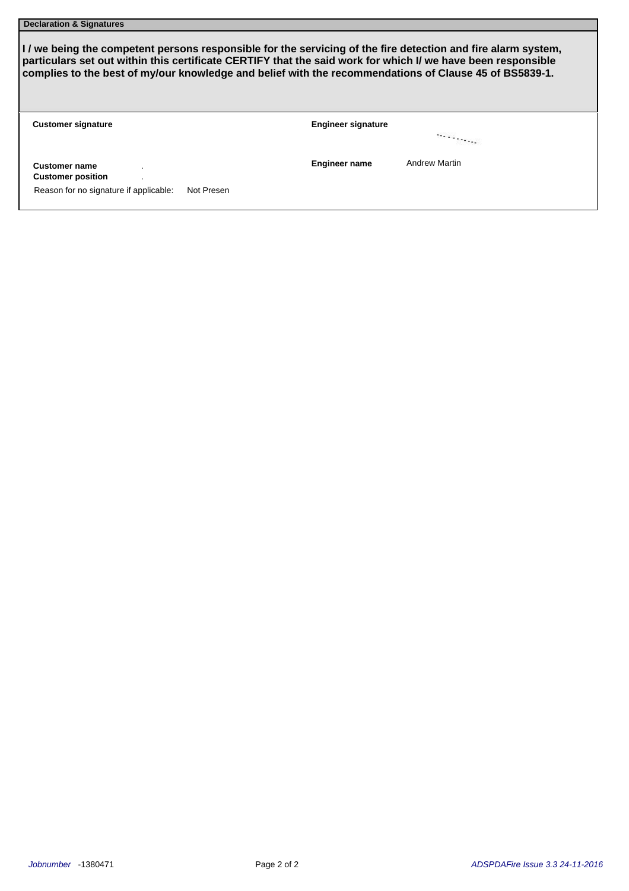## Declaration & Signatures

**I / we being the competent persons responsible for the servicing of the fire detection and fire alarm system, particulars set out within this certificate CERTIFY that the said work for which I/ we have been responsible complies to the best of my/our knowledge and belief with the recommendations of Clause 45 of BS5839-1.**

| | | | |
|---|---|---|---|
| **Customer signature** | | **Engineer signature** | |
| **Customer name** | . | **Engineer name** | Andrew Martin |
| **Customer position** | . | | |
| Reason for no signature if applicable: | Not Presen | | |

*Jobnumber* -1380471

*ADSPDAFire Issue 3.3 24-11-2016*